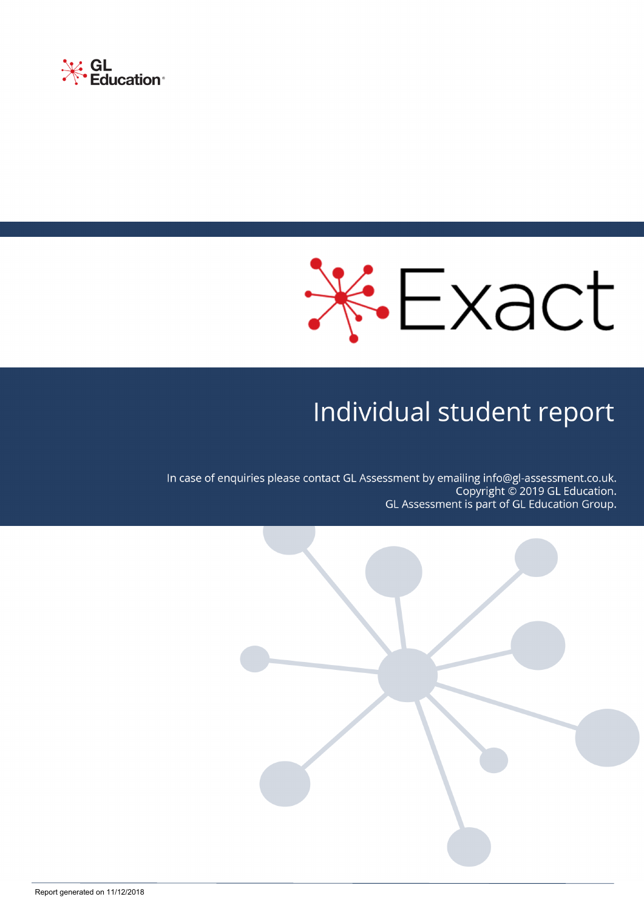GL Education

# Exact

## Individual student report

In case of enquiries please contact GL Assessment by emailing info@gl-assessment.co.uk.
Copyright © 2019 GL Education.
GL Assessment is part of GL Education Group.

Report generated on 11/12/2018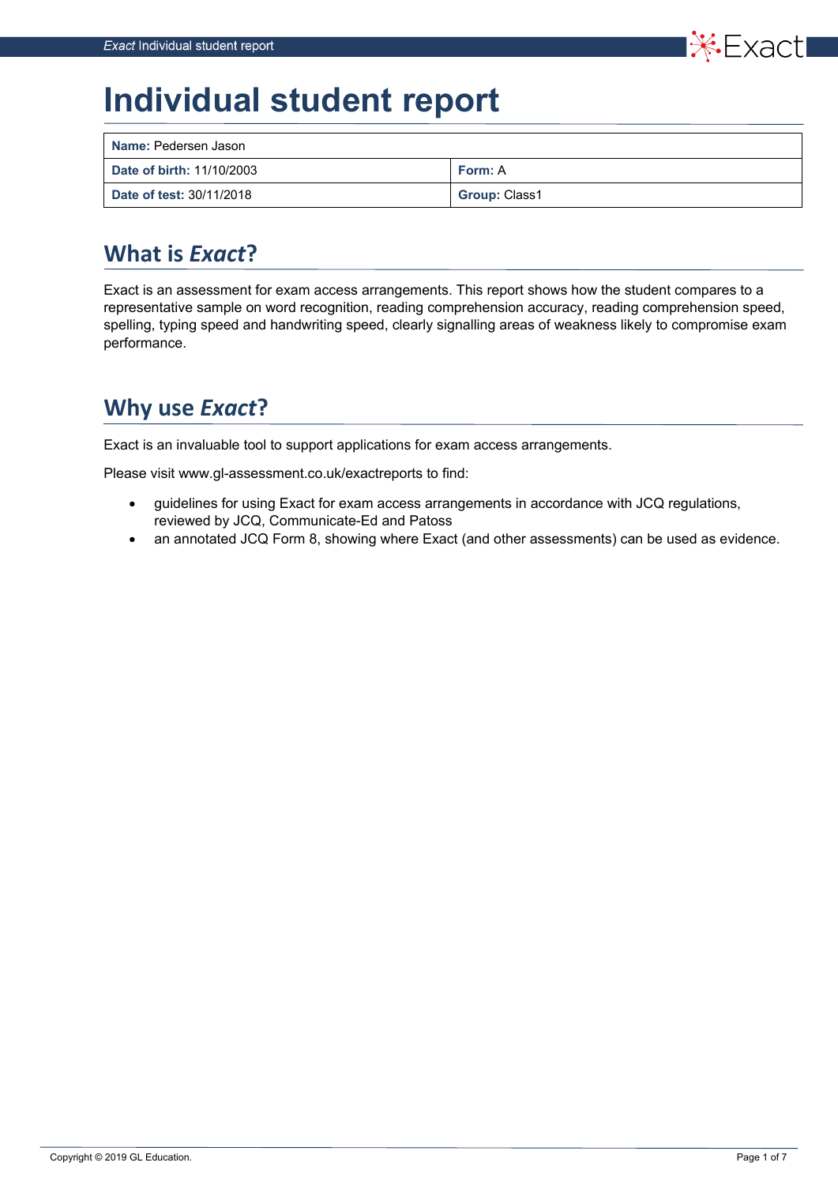# Individual student report

| Name: Pedersen Jason | |
|---|---|
| Date of birth: 11/10/2003 | Form: A |
| Date of test: 30/11/2018 | Group: Class1 |

## What is *Exact*?

Exact is an assessment for exam access arrangements. This report shows how the student compares to a representative sample on word recognition, reading comprehension accuracy, reading comprehension speed, spelling, typing speed and handwriting speed, clearly signalling areas of weakness likely to compromise exam performance.

## Why use *Exact*?

Exact is an invaluable tool to support applications for exam access arrangements.

Please visit www.gl-assessment.co.uk/exactreports to find:

- guidelines for using Exact for exam access arrangements in accordance with JCQ regulations, reviewed by JCQ, Communicate-Ed and Patoss
- an annotated JCQ Form 8, showing where Exact (and other assessments) can be used as evidence.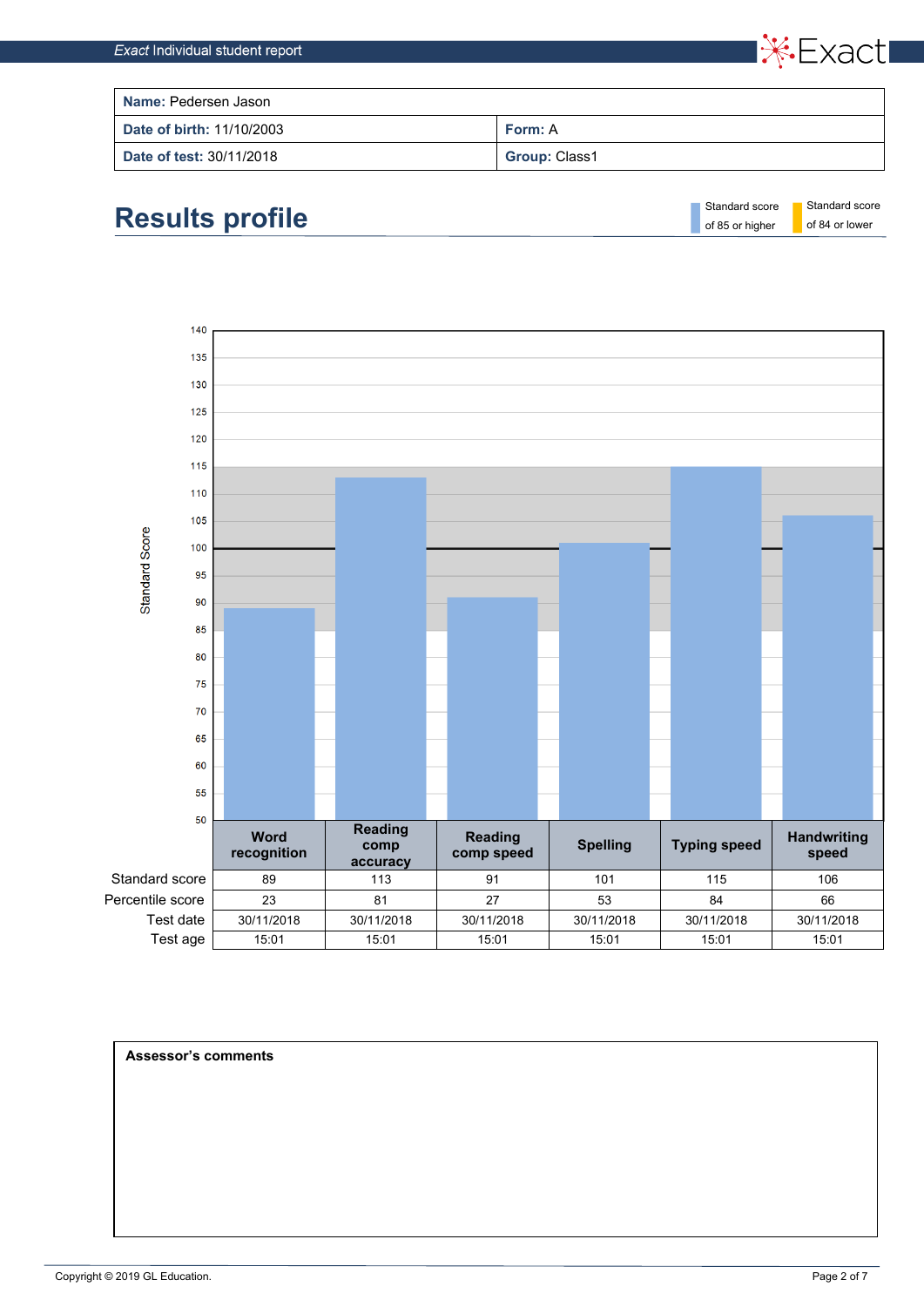| **Name:** Pedersen Jason | |
|---|---|
| **Date of birth:** 11/10/2003 | **Form:** A |
| **Date of test:** 30/11/2018 | **Group:** Class1 |

# Results profile

Standard score of 85 or higher | Standard score of 84 or lower

| | Word recognition | Reading comp accuracy | Reading comp speed | Spelling | Typing speed | Handwriting speed |
|---|---|---|---|---|---|---|
| Standard score | 89 | 113 | 91 | 101 | 115 | 106 |
| Percentile score | 23 | 81 | 27 | 53 | 84 | 66 |
| Test date | 30/11/2018 | 30/11/2018 | 30/11/2018 | 30/11/2018 | 30/11/2018 | 30/11/2018 |
| Test age | 15:01 | 15:01 | 15:01 | 15:01 | 15:01 | 15:01 |

**Assessor's comments**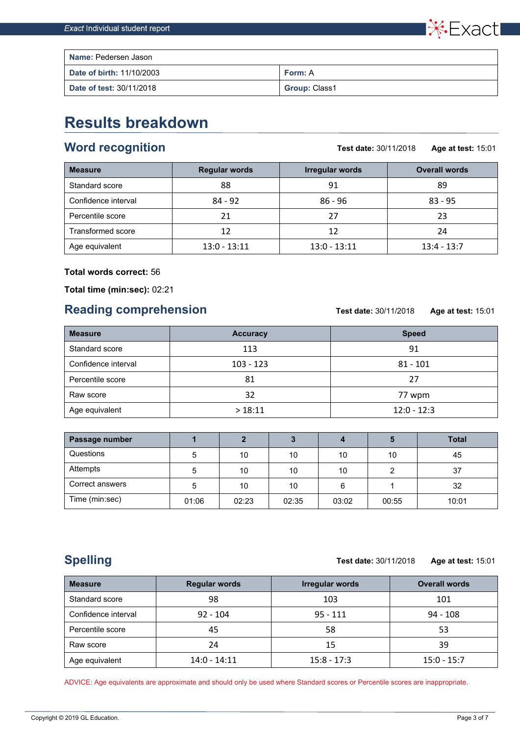| **Name:** Pedersen Jason | |
| --- | --- |
| **Date of birth:** 11/10/2003 | **Form:** A |
| **Date of test:** 30/11/2018 | **Group:** Class1 |

# Results breakdown

## Word recognition

**Test date:** 30/11/2018 **Age at test:** 15:01

| Measure | Regular words | Irregular words | Overall words |
| --- | --- | --- | --- |
| Standard score | 88 | 91 | 89 |
| Confidence interval | 84 - 92 | 86 - 96 | 83 - 95 |
| Percentile score | 21 | 27 | 23 |
| Transformed score | 12 | 12 | 24 |
| Age equivalent | 13:0 - 13:11 | 13:0 - 13:11 | 13:4 - 13:7 |

**Total words correct:** 56

**Total time (min:sec):** 02:21

## Reading comprehension

**Test date:** 30/11/2018 **Age at test:** 15:01

| Measure | Accuracy | Speed |
| --- | --- | --- |
| Standard score | 113 | 91 |
| Confidence interval | 103 - 123 | 81 - 101 |
| Percentile score | 81 | 27 |
| Raw score | 32 | 77 wpm |
| Age equivalent | > 18:11 | 12:0 - 12:3 |

| Passage number | 1 | 2 | 3 | 4 | 5 | Total |
| --- | --- | --- | --- | --- | --- | --- |
| Questions | 5 | 10 | 10 | 10 | 10 | 45 |
| Attempts | 5 | 10 | 10 | 10 | 2 | 37 |
| Correct answers | 5 | 10 | 10 | 6 | 1 | 32 |
| Time (min:sec) | 01:06 | 02:23 | 02:35 | 03:02 | 00:55 | 10:01 |

## Spelling

**Test date:** 30/11/2018 **Age at test:** 15:01

| Measure | Regular words | Irregular words | Overall words |
| --- | --- | --- | --- |
| Standard score | 98 | 103 | 101 |
| Confidence interval | 92 - 104 | 95 - 111 | 94 - 108 |
| Percentile score | 45 | 58 | 53 |
| Raw score | 24 | 15 | 39 |
| Age equivalent | 14:0 - 14:11 | 15:8 - 17:3 | 15:0 - 15:7 |

ADVICE: Age equivalents are approximate and should only be used where Standard scores or Percentile scores are inappropriate.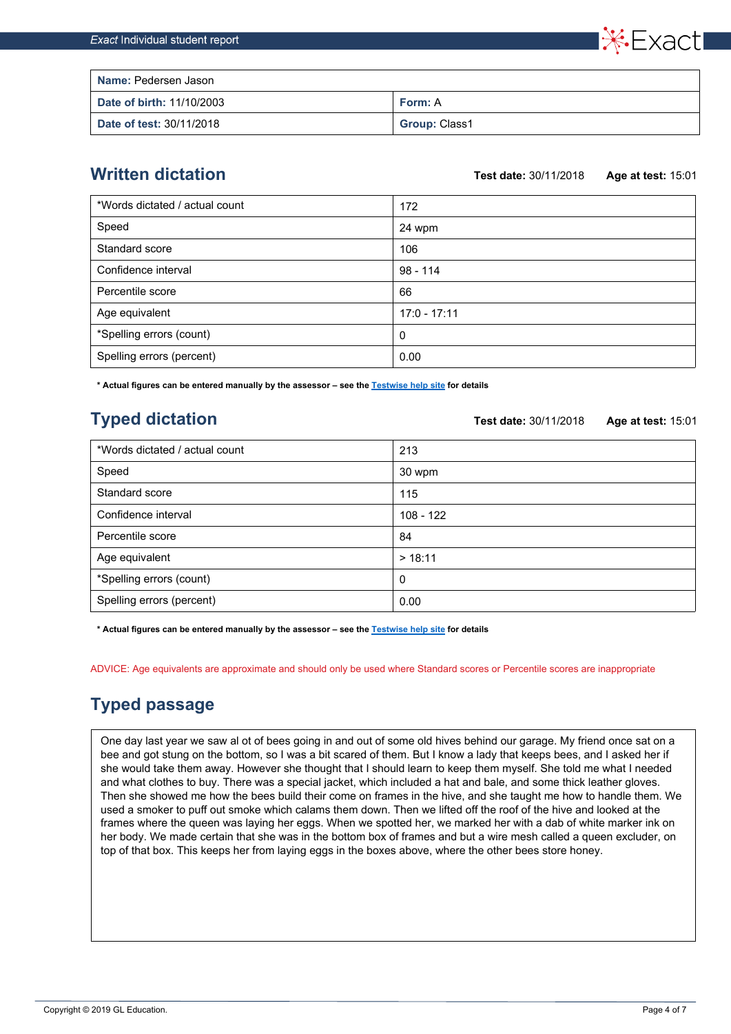| **Name:** Pedersen Jason | |
|---|---|
| **Date of birth:** 11/10/2003 | **Form:** A |
| **Date of test:** 30/11/2018 | **Group:** Class1 |

## Written dictation

**Test date:** 30/11/2018 **Age at test:** 15:01

| | |
|---|---|
| *Words dictated / actual count | 172 |
| Speed | 24 wpm |
| Standard score | 106 |
| Confidence interval | 98 - 114 |
| Percentile score | 66 |
| Age equivalent | 17:0 - 17:11 |
| *Spelling errors (count) | 0 |
| Spelling errors (percent) | 0.00 |

**\* Actual figures can be entered manually by the assessor – see the Testwise help site for details**

## Typed dictation

**Test date:** 30/11/2018 **Age at test:** 15:01

| | |
|---|---|
| *Words dictated / actual count | 213 |
| Speed | 30 wpm |
| Standard score | 115 |
| Confidence interval | 108 - 122 |
| Percentile score | 84 |
| Age equivalent | > 18:11 |
| *Spelling errors (count) | 0 |
| Spelling errors (percent) | 0.00 |

**\* Actual figures can be entered manually by the assessor – see the Testwise help site for details**

ADVICE: Age equivalents are approximate and should only be used where Standard scores or Percentile scores are inappropriate

## Typed passage

One day last year we saw al ot of bees going in and out of some old hives behind our garage. My friend once sat on a bee and got stung on the bottom, so I was a bit scared of them. But I know a lady that keeps bees, and I asked her if she would take them away. However she thought that I should learn to keep them myself. She told me what I needed and what clothes to buy. There was a special jacket, which included a hat and bale, and some thick leather gloves. Then she showed me how the bees build their come on frames in the hive, and she taught me how to handle them. We used a smoker to puff out smoke which calams them down. Then we lifted off the roof of the hive and looked at the frames where the queen was laying her eggs. When we spotted her, we marked her with a dab of white marker ink on her body. We made certain that she was in the bottom box of frames and but a wire mesh called a queen excluder, on top of that box. This keeps her from laying eggs in the boxes above, where the other bees store honey.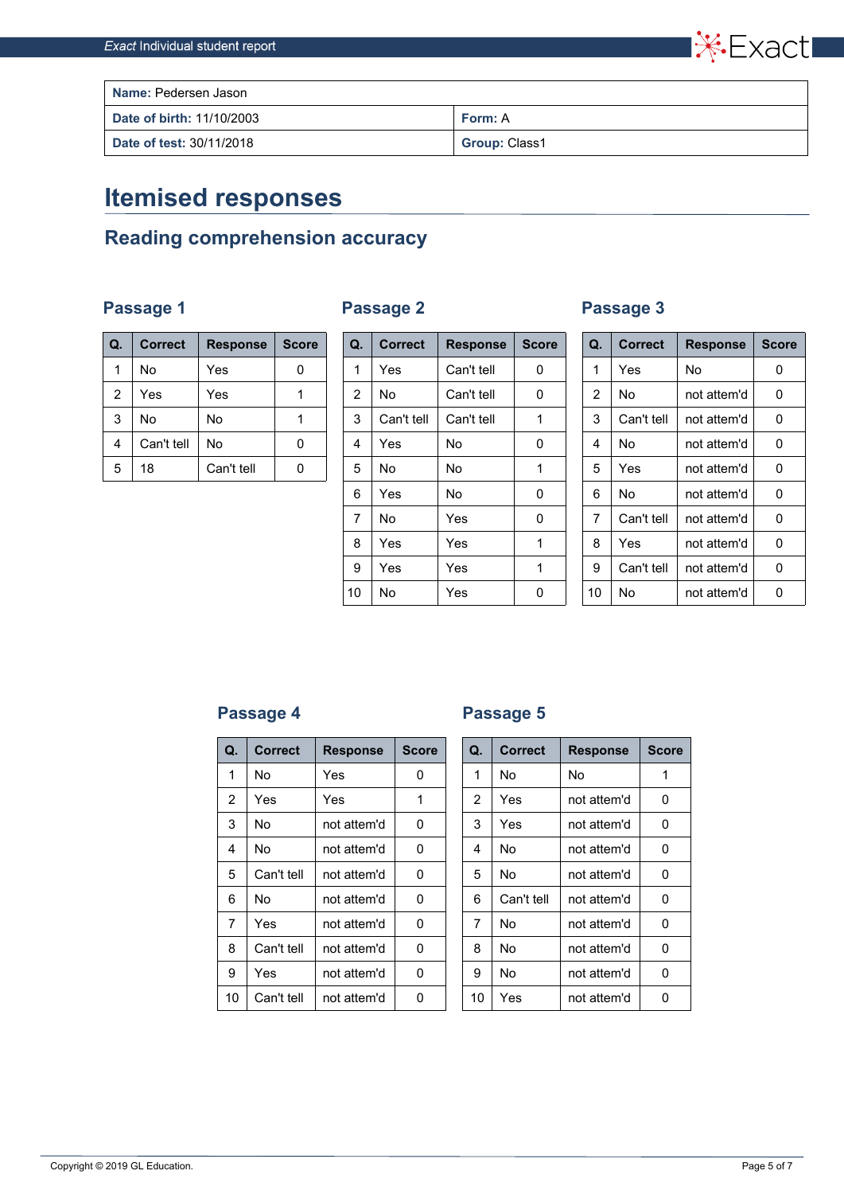| **Name:** Pedersen Jason | |
| --- | --- |
| **Date of birth:** 11/10/2003 | **Form:** A |
| **Date of test:** 30/11/2018 | **Group:** Class1 |

# Itemised responses

## Reading comprehension accuracy

### Passage 1

| Q. | Correct | Response | Score |
| --- | --- | --- | --- |
| 1 | No | Yes | 0 |
| 2 | Yes | Yes | 1 |
| 3 | No | No | 1 |
| 4 | Can't tell | No | 0 |
| 5 | 18 | Can't tell | 0 |

### Passage 2

| Q. | Correct | Response | Score |
| --- | --- | --- | --- |
| 1 | Yes | Can't tell | 0 |
| 2 | No | Can't tell | 0 |
| 3 | Can't tell | Can't tell | 1 |
| 4 | Yes | No | 0 |
| 5 | No | No | 1 |
| 6 | Yes | No | 0 |
| 7 | No | Yes | 0 |
| 8 | Yes | Yes | 1 |
| 9 | Yes | Yes | 1 |
| 10 | No | Yes | 0 |

### Passage 3

| Q. | Correct | Response | Score |
| --- | --- | --- | --- |
| 1 | Yes | No | 0 |
| 2 | No | not attem'd | 0 |
| 3 | Can't tell | not attem'd | 0 |
| 4 | No | not attem'd | 0 |
| 5 | Yes | not attem'd | 0 |
| 6 | No | not attem'd | 0 |
| 7 | Can't tell | not attem'd | 0 |
| 8 | Yes | not attem'd | 0 |
| 9 | Can't tell | not attem'd | 0 |
| 10 | No | not attem'd | 0 |

### Passage 4

| Q. | Correct | Response | Score |
| --- | --- | --- | --- |
| 1 | No | Yes | 0 |
| 2 | Yes | Yes | 1 |
| 3 | No | not attem'd | 0 |
| 4 | No | not attem'd | 0 |
| 5 | Can't tell | not attem'd | 0 |
| 6 | No | not attem'd | 0 |
| 7 | Yes | not attem'd | 0 |
| 8 | Can't tell | not attem'd | 0 |
| 9 | Yes | not attem'd | 0 |
| 10 | Can't tell | not attem'd | 0 |

### Passage 5

| Q. | Correct | Response | Score |
| --- | --- | --- | --- |
| 1 | No | No | 1 |
| 2 | Yes | not attem'd | 0 |
| 3 | Yes | not attem'd | 0 |
| 4 | No | not attem'd | 0 |
| 5 | No | not attem'd | 0 |
| 6 | Can't tell | not attem'd | 0 |
| 7 | No | not attem'd | 0 |
| 8 | No | not attem'd | 0 |
| 9 | No | not attem'd | 0 |
| 10 | Yes | not attem'd | 0 |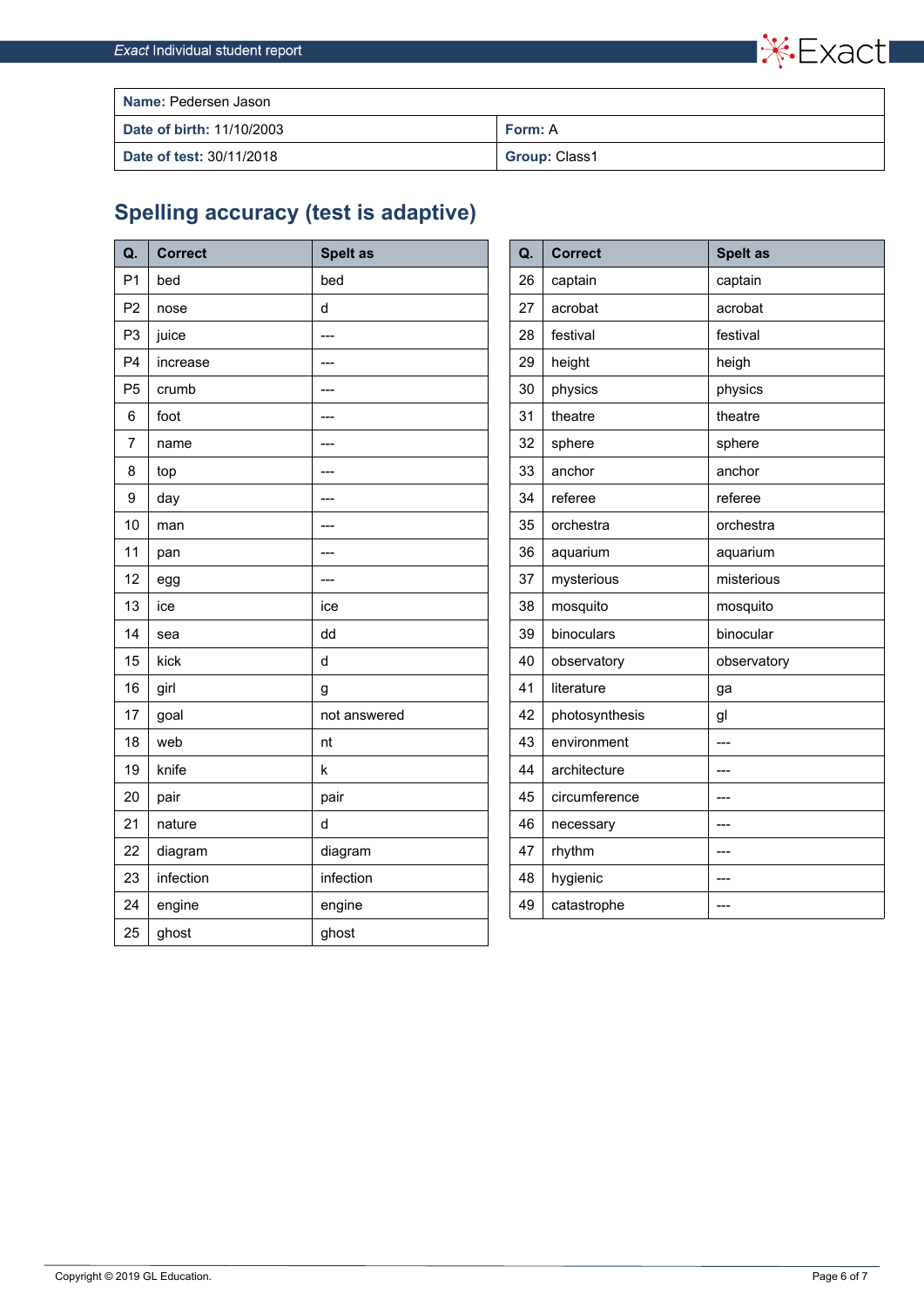| **Name:** Pedersen Jason | |
|---|---|
| **Date of birth:** 11/10/2003 | **Form:** A |
| **Date of test:** 30/11/2018 | **Group:** Class1 |

## Spelling accuracy (test is adaptive)

| Q. | Correct | Spelt as |
|---|---|---|
| P1 | bed | bed |
| P2 | nose | d |
| P3 | juice | --- |
| P4 | increase | --- |
| P5 | crumb | --- |
| 6 | foot | --- |
| 7 | name | --- |
| 8 | top | --- |
| 9 | day | --- |
| 10 | man | --- |
| 11 | pan | --- |
| 12 | egg | --- |
| 13 | ice | ice |
| 14 | sea | dd |
| 15 | kick | d |
| 16 | girl | g |
| 17 | goal | not answered |
| 18 | web | nt |
| 19 | knife | k |
| 20 | pair | pair |
| 21 | nature | d |
| 22 | diagram | diagram |
| 23 | infection | infection |
| 24 | engine | engine |
| 25 | ghost | ghost |

| Q. | Correct | Spelt as |
|---|---|---|
| 26 | captain | captain |
| 27 | acrobat | acrobat |
| 28 | festival | festival |
| 29 | height | heigh |
| 30 | physics | physics |
| 31 | theatre | theatre |
| 32 | sphere | sphere |
| 33 | anchor | anchor |
| 34 | referee | referee |
| 35 | orchestra | orchestra |
| 36 | aquarium | aquarium |
| 37 | mysterious | misterious |
| 38 | mosquito | mosquito |
| 39 | binoculars | binocular |
| 40 | observatory | observatory |
| 41 | literature | ga |
| 42 | photosynthesis | gl |
| 43 | environment | --- |
| 44 | architecture | --- |
| 45 | circumference | --- |
| 46 | necessary | --- |
| 47 | rhythm | --- |
| 48 | hygienic | --- |
| 49 | catastrophe | --- |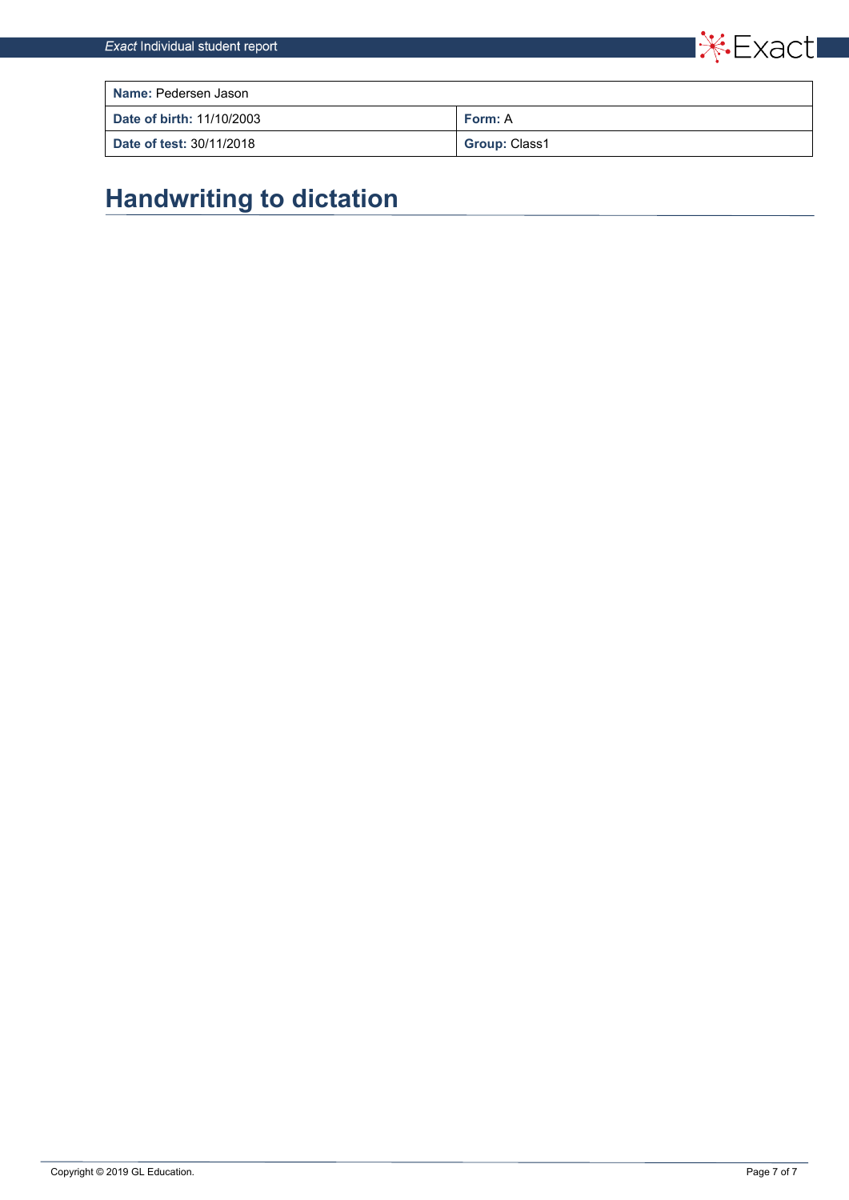| Name: Pedersen Jason | |
| --- | --- |
| Date of birth: 11/10/2003 | Form: A |
| Date of test: 30/11/2018 | Group: Class1 |

# Handwriting to dictation